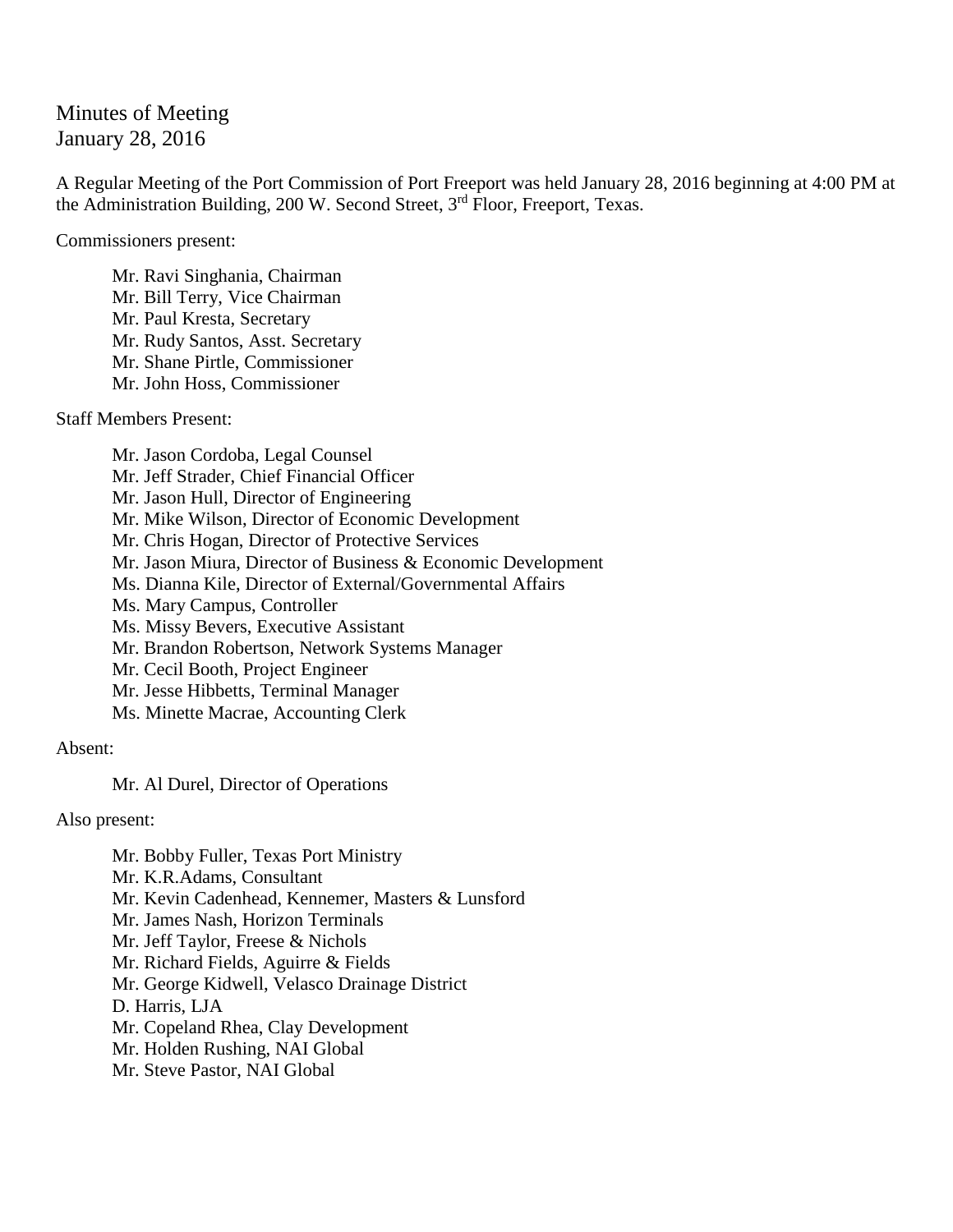# Minutes of Meeting
January 28, 2016

A Regular Meeting of the Port Commission of Port Freeport was held January 28, 2016 beginning at 4:00 PM at the Administration Building, 200 W. Second Street, 3rd Floor, Freeport, Texas.

Commissioners present:

- Mr. Ravi Singhania, Chairman
- Mr. Bill Terry, Vice Chairman
- Mr. Paul Kresta, Secretary
- Mr. Rudy Santos, Asst. Secretary
- Mr. Shane Pirtle, Commissioner
- Mr. John Hoss, Commissioner

Staff Members Present:

- Mr. Jason Cordoba, Legal Counsel
- Mr. Jeff Strader, Chief Financial Officer
- Mr. Jason Hull, Director of Engineering
- Mr. Mike Wilson, Director of Economic Development
- Mr. Chris Hogan, Director of Protective Services
- Mr. Jason Miura, Director of Business & Economic Development
- Ms. Dianna Kile, Director of External/Governmental Affairs
- Ms. Mary Campus, Controller
- Ms. Missy Bevers, Executive Assistant
- Mr. Brandon Robertson, Network Systems Manager
- Mr. Cecil Booth, Project Engineer
- Mr. Jesse Hibbetts, Terminal Manager
- Ms. Minette Macrae, Accounting Clerk

Absent:

- Mr. Al Durel, Director of Operations

Also present:

- Mr. Bobby Fuller, Texas Port Ministry
- Mr. K.R.Adams, Consultant
- Mr. Kevin Cadenhead, Kennemer, Masters & Lunsford
- Mr. James Nash, Horizon Terminals
- Mr. Jeff Taylor, Freese & Nichols
- Mr. Richard Fields, Aguirre & Fields
- Mr. George Kidwell, Velasco Drainage District
- D. Harris, LJA
- Mr. Copeland Rhea, Clay Development
- Mr. Holden Rushing, NAI Global
- Mr. Steve Pastor, NAI Global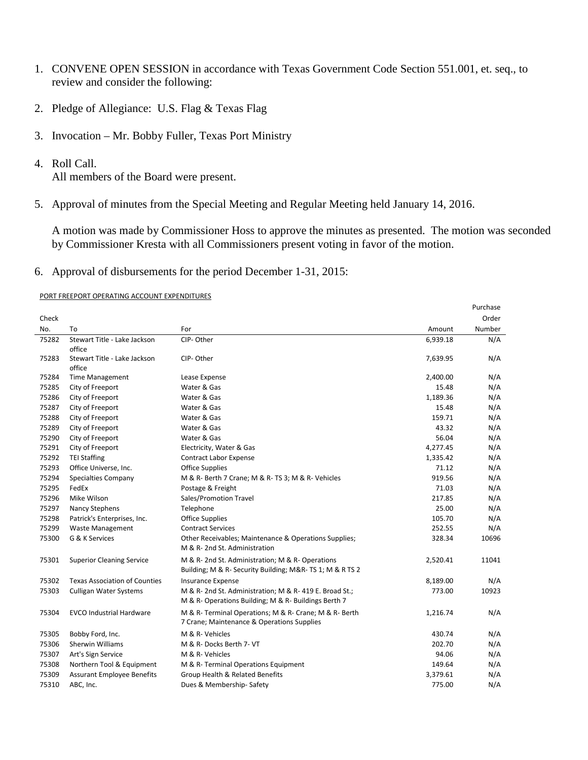1. CONVENE OPEN SESSION in accordance with Texas Government Code Section 551.001, et. seq., to review and consider the following:

2. Pledge of Allegiance: U.S. Flag & Texas Flag

3. Invocation – Mr. Bobby Fuller, Texas Port Ministry

4. Roll Call.
   All members of the Board were present.

5. Approval of minutes from the Special Meeting and Regular Meeting held January 14, 2016.

   A motion was made by Commissioner Hoss to approve the minutes as presented. The motion was seconded by Commissioner Kresta with all Commissioners present voting in favor of the motion.

6. Approval of disbursements for the period December 1-31, 2015:

PORT FREEPORT OPERATING ACCOUNT EXPENDITURES

| Check No. | To | For | Amount | Purchase Order Number |
|---|---|---|---|---|
| 75282 | Stewart Title - Lake Jackson office | CIP- Other | 6,939.18 | N/A |
| 75283 | Stewart Title - Lake Jackson office | CIP- Other | 7,639.95 | N/A |
| 75284 | Time Management | Lease Expense | 2,400.00 | N/A |
| 75285 | City of Freeport | Water & Gas | 15.48 | N/A |
| 75286 | City of Freeport | Water & Gas | 1,189.36 | N/A |
| 75287 | City of Freeport | Water & Gas | 15.48 | N/A |
| 75288 | City of Freeport | Water & Gas | 159.71 | N/A |
| 75289 | City of Freeport | Water & Gas | 43.32 | N/A |
| 75290 | City of Freeport | Water & Gas | 56.04 | N/A |
| 75291 | City of Freeport | Electricity, Water & Gas | 4,277.45 | N/A |
| 75292 | TEI Staffing | Contract Labor Expense | 1,335.42 | N/A |
| 75293 | Office Universe, Inc. | Office Supplies | 71.12 | N/A |
| 75294 | Specialties Company | M & R- Berth 7 Crane; M & R- TS 3; M & R- Vehicles | 919.56 | N/A |
| 75295 | FedEx | Postage & Freight | 71.03 | N/A |
| 75296 | Mike Wilson | Sales/Promotion Travel | 217.85 | N/A |
| 75297 | Nancy Stephens | Telephone | 25.00 | N/A |
| 75298 | Patrick's Enterprises, Inc. | Office Supplies | 105.70 | N/A |
| 75299 | Waste Management | Contract Services | 252.55 | N/A |
| 75300 | G & K Services | Other Receivables; Maintenance & Operations Supplies; M & R- 2nd St. Administration | 328.34 | 10696 |
| 75301 | Superior Cleaning Service | M & R- 2nd St. Administration; M & R- Operations Building; M & R- Security Building; M&R- TS 1; M & R TS 2 | 2,520.41 | 11041 |
| 75302 | Texas Association of Counties | Insurance Expense | 8,189.00 | N/A |
| 75303 | Culligan Water Systems | M & R- 2nd St. Administration; M & R- 419 E. Broad St.; M & R- Operations Building; M & R- Buildings Berth 7 | 773.00 | 10923 |
| 75304 | EVCO Industrial Hardware | M & R- Terminal Operations; M & R- Crane; M & R- Berth 7 Crane; Maintenance & Operations Supplies | 1,216.74 | N/A |
| 75305 | Bobby Ford, Inc. | M & R- Vehicles | 430.74 | N/A |
| 75306 | Sherwin Williams | M & R- Docks Berth 7- VT | 202.70 | N/A |
| 75307 | Art's Sign Service | M & R- Vehicles | 94.06 | N/A |
| 75308 | Northern Tool & Equipment | M & R- Terminal Operations Equipment | 149.64 | N/A |
| 75309 | Assurant Employee Benefits | Group Health & Related Benefits | 3,379.61 | N/A |
| 75310 | ABC, Inc. | Dues & Membership- Safety | 775.00 | N/A |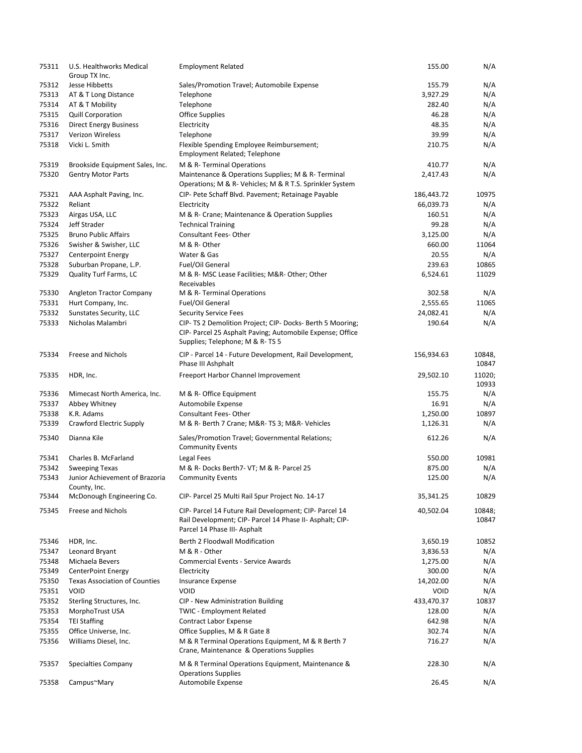| | | | | |
|---|---|---|---|---|
| 75311 | U.S. Healthworks Medical Group TX Inc. | Employment Related | 155.00 | N/A |
| 75312 | Jesse Hibbetts | Sales/Promotion Travel; Automobile Expense | 155.79 | N/A |
| 75313 | AT & T Long Distance | Telephone | 3,927.29 | N/A |
| 75314 | AT & T Mobility | Telephone | 282.40 | N/A |
| 75315 | Quill Corporation | Office Supplies | 46.28 | N/A |
| 75316 | Direct Energy Business | Electricity | 48.35 | N/A |
| 75317 | Verizon Wireless | Telephone | 39.99 | N/A |
| 75318 | Vicki L. Smith | Flexible Spending Employee Reimbursement; Employment Related; Telephone | 210.75 | N/A |
| 75319 | Brookside Equipment Sales, Inc. | M & R- Terminal Operations | 410.77 | N/A |
| 75320 | Gentry Motor Parts | Maintenance & Operations Supplies; M & R- Terminal Operations; M & R- Vehicles; M & R T.S. Sprinkler System | 2,417.43 | N/A |
| 75321 | AAA Asphalt Paving, Inc. | CIP- Pete Schaff Blvd. Pavement; Retainage Payable | 186,443.72 | 10975 |
| 75322 | Reliant | Electricity | 66,039.73 | N/A |
| 75323 | Airgas USA, LLC | M & R- Crane; Maintenance & Operation Supplies | 160.51 | N/A |
| 75324 | Jeff Strader | Technical Training | 99.28 | N/A |
| 75325 | Bruno Public Affairs | Consultant Fees- Other | 3,125.00 | N/A |
| 75326 | Swisher & Swisher, LLC | M & R- Other | 660.00 | 11064 |
| 75327 | Centerpoint Energy | Water & Gas | 20.55 | N/A |
| 75328 | Suburban Propane, L.P. | Fuel/Oil General | 239.63 | 10865 |
| 75329 | Quality Turf Farms, LC | M & R- MSC Lease Facilities; M&R- Other; Other Receivables | 6,524.61 | 11029 |
| 75330 | Angleton Tractor Company | M & R- Terminal Operations | 302.58 | N/A |
| 75331 | Hurt Company, Inc. | Fuel/Oil General | 2,555.65 | 11065 |
| 75332 | Sunstates Security, LLC | Security Service Fees | 24,082.41 | N/A |
| 75333 | Nicholas Malambri | CIP- TS 2 Demolition Project; CIP- Docks- Berth 5 Mooring; CIP- Parcel 25 Asphalt Paving; Automobile Expense; Office Supplies; Telephone; M & R- TS 5 | 190.64 | N/A |
| 75334 | Freese and Nichols | CIP - Parcel 14 - Future Development, Rail Development, Phase III Ashphalt | 156,934.63 | 10848, 10847 |
| 75335 | HDR, Inc. | Freeport Harbor Channel Improvement | 29,502.10 | 11020; 10933 |
| 75336 | Mimecast North America, Inc. | M & R- Office Equipment | 155.75 | N/A |
| 75337 | Abbey Whitney | Automobile Expense | 16.91 | N/A |
| 75338 | K.R. Adams | Consultant Fees- Other | 1,250.00 | 10897 |
| 75339 | Crawford Electric Supply | M & R- Berth 7 Crane; M&R- TS 3; M&R- Vehicles | 1,126.31 | N/A |
| 75340 | Dianna Kile | Sales/Promotion Travel; Governmental Relations; Community Events | 612.26 | N/A |
| 75341 | Charles B. McFarland | Legal Fees | 550.00 | 10981 |
| 75342 | Sweeping Texas | M & R- Docks Berth7- VT; M & R- Parcel 25 | 875.00 | N/A |
| 75343 | Junior Achievement of Brazoria County, Inc. | Community Events | 125.00 | N/A |
| 75344 | McDonough Engineering Co. | CIP- Parcel 25 Multi Rail Spur Project No. 14-17 | 35,341.25 | 10829 |
| 75345 | Freese and Nichols | CIP- Parcel 14 Future Rail Development; CIP- Parcel 14 Rail Development; CIP- Parcel 14 Phase II- Asphalt; CIP- Parcel 14 Phase III- Asphalt | 40,502.04 | 10848; 10847 |
| 75346 | HDR, Inc. | Berth 2 Floodwall Modification | 3,650.19 | 10852 |
| 75347 | Leonard Bryant | M & R - Other | 3,836.53 | N/A |
| 75348 | Michaela Bevers | Commercial Events - Service Awards | 1,275.00 | N/A |
| 75349 | CenterPoint Energy | Electricity | 300.00 | N/A |
| 75350 | Texas Association of Counties | Insurance Expense | 14,202.00 | N/A |
| 75351 | VOID | VOID | VOID | N/A |
| 75352 | Sterling Structures, Inc. | CIP - New Administration Building | 433,470.37 | 10837 |
| 75353 | MorphoTrust USA | TWIC - Employment Related | 128.00 | N/A |
| 75354 | TEI Staffing | Contract Labor Expense | 642.98 | N/A |
| 75355 | Office Universe, Inc. | Office Supplies, M & R Gate 8 | 302.74 | N/A |
| 75356 | Williams Diesel, Inc. | M & R Terminal Operations Equipment, M & R Berth 7 Crane, Maintenance & Operations Supplies | 716.27 | N/A |
| 75357 | Specialties Company | M & R Terminal Operations Equipment, Maintenance & Operations Supplies | 228.30 | N/A |
| 75358 | Campus~Mary | Automobile Expense | 26.45 | N/A |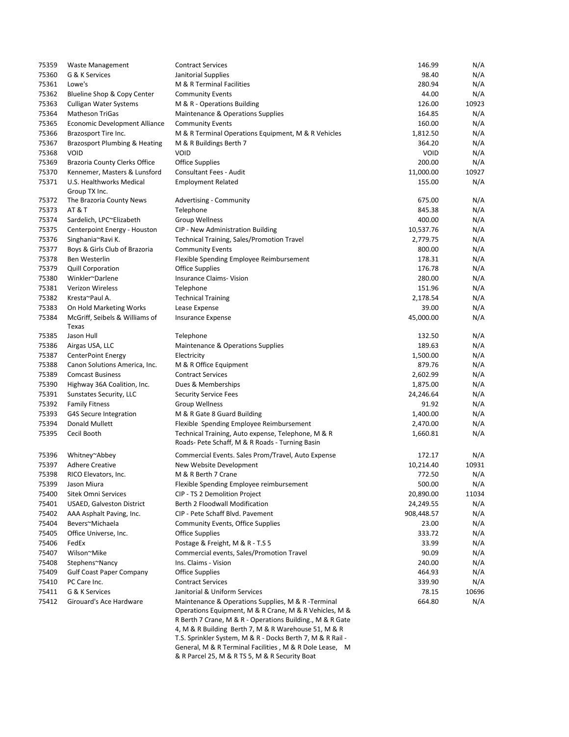| | | | | |
|---|---|---|---|---|
| 75359 | Waste Management | Contract Services | 146.99 | N/A |
| 75360 | G & K Services | Janitorial Supplies | 98.40 | N/A |
| 75361 | Lowe's | M & R Terminal Facilities | 280.94 | N/A |
| 75362 | Blueline Shop & Copy Center | Community Events | 44.00 | N/A |
| 75363 | Culligan Water Systems | M & R - Operations Building | 126.00 | 10923 |
| 75364 | Matheson TriGas | Maintenance & Operations Supplies | 164.85 | N/A |
| 75365 | Economic Development Alliance | Community Events | 160.00 | N/A |
| 75366 | Brazosport Tire Inc. | M & R Terminal Operations Equipment, M & R Vehicles | 1,812.50 | N/A |
| 75367 | Brazosport Plumbing & Heating | M & R Buildings Berth 7 | 364.20 | N/A |
| 75368 | VOID | VOID | VOID | N/A |
| 75369 | Brazoria County Clerks Office | Office Supplies | 200.00 | N/A |
| 75370 | Kennemer, Masters & Lunsford | Consultant Fees - Audit | 11,000.00 | 10927 |
| 75371 | U.S. Healthworks Medical Group TX Inc. | Employment Related | 155.00 | N/A |
| 75372 | The Brazoria County News | Advertising - Community | 675.00 | N/A |
| 75373 | AT & T | Telephone | 845.38 | N/A |
| 75374 | Sardelich, LPC~Elizabeth | Group Wellness | 400.00 | N/A |
| 75375 | Centerpoint Energy - Houston | CIP - New Administration Building | 10,537.76 | N/A |
| 75376 | Singhania~Ravi K. | Technical Training, Sales/Promotion Travel | 2,779.75 | N/A |
| 75377 | Boys & Girls Club of Brazoria | Community Events | 800.00 | N/A |
| 75378 | Ben Westerlin | Flexible Spending Employee Reimbursement | 178.31 | N/A |
| 75379 | Quill Corporation | Office Supplies | 176.78 | N/A |
| 75380 | Winkler~Darlene | Insurance Claims- Vision | 280.00 | N/A |
| 75381 | Verizon Wireless | Telephone | 151.96 | N/A |
| 75382 | Kresta~Paul A. | Technical Training | 2,178.54 | N/A |
| 75383 | On Hold Marketing Works | Lease Expense | 39.00 | N/A |
| 75384 | McGriff, Seibels & Williams of Texas | Insurance Expense | 45,000.00 | N/A |
| 75385 | Jason Hull | Telephone | 132.50 | N/A |
| 75386 | Airgas USA, LLC | Maintenance & Operations Supplies | 189.63 | N/A |
| 75387 | CenterPoint Energy | Electricity | 1,500.00 | N/A |
| 75388 | Canon Solutions America, Inc. | M & R Office Equipment | 879.76 | N/A |
| 75389 | Comcast Business | Contract Services | 2,602.99 | N/A |
| 75390 | Highway 36A Coalition, Inc. | Dues & Memberships | 1,875.00 | N/A |
| 75391 | Sunstates Security, LLC | Security Service Fees | 24,246.64 | N/A |
| 75392 | Family Fitness | Group Wellness | 91.92 | N/A |
| 75393 | G4S Secure Integration | M & R Gate 8 Guard Building | 1,400.00 | N/A |
| 75394 | Donald Mullett | Flexible Spending Employee Reimbursement | 2,470.00 | N/A |
| 75395 | Cecil Booth | Technical Training, Auto expense, Telephone, M & R Roads- Pete Schaff, M & R Roads - Turning Basin | 1,660.81 | N/A |
| 75396 | Whitney~Abbey | Commercial Events. Sales Prom/Travel, Auto Expense | 172.17 | N/A |
| 75397 | Adhere Creative | New Website Development | 10,214.40 | 10931 |
| 75398 | RICO Elevators, Inc. | M & R Berth 7 Crane | 772.50 | N/A |
| 75399 | Jason Miura | Flexible Spending Employee reimbursement | 500.00 | N/A |
| 75400 | Sitek Omni Services | CIP - TS 2 Demolition Project | 20,890.00 | 11034 |
| 75401 | USAED, Galveston District | Berth 2 Floodwall Modification | 24,249.55 | N/A |
| 75402 | AAA Asphalt Paving, Inc. | CIP - Pete Schaff Blvd. Pavement | 908,448.57 | N/A |
| 75404 | Bevers~Michaela | Community Events, Office Supplies | 23.00 | N/A |
| 75405 | Office Universe, Inc. | Office Supplies | 333.72 | N/A |
| 75406 | FedEx | Postage & Freight, M & R - T.S 5 | 33.99 | N/A |
| 75407 | Wilson~Mike | Commercial events, Sales/Promotion Travel | 90.09 | N/A |
| 75408 | Stephens~Nancy | Ins. Claims - Vision | 240.00 | N/A |
| 75409 | Gulf Coast Paper Company | Office Supplies | 464.93 | N/A |
| 75410 | PC Care Inc. | Contract Services | 339.90 | N/A |
| 75411 | G & K Services | Janitorial & Uniform Services | 78.15 | 10696 |
| 75412 | Girouard's Ace Hardware | Maintenance & Operations Supplies, M & R -Terminal Operations Equipment, M & R Crane, M & R Vehicles, M & R Berth 7 Crane, M & R - Operations Building., M & R Gate 4, M & R Building Berth 7, M & R Warehouse 51, M & R T.S. Sprinkler System, M & R - Docks Berth 7, M & R Rail - General, M & R Terminal Facilities , M & R Dole Lease, M & R Parcel 25, M & R TS 5, M & R Security Boat | 664.80 | N/A |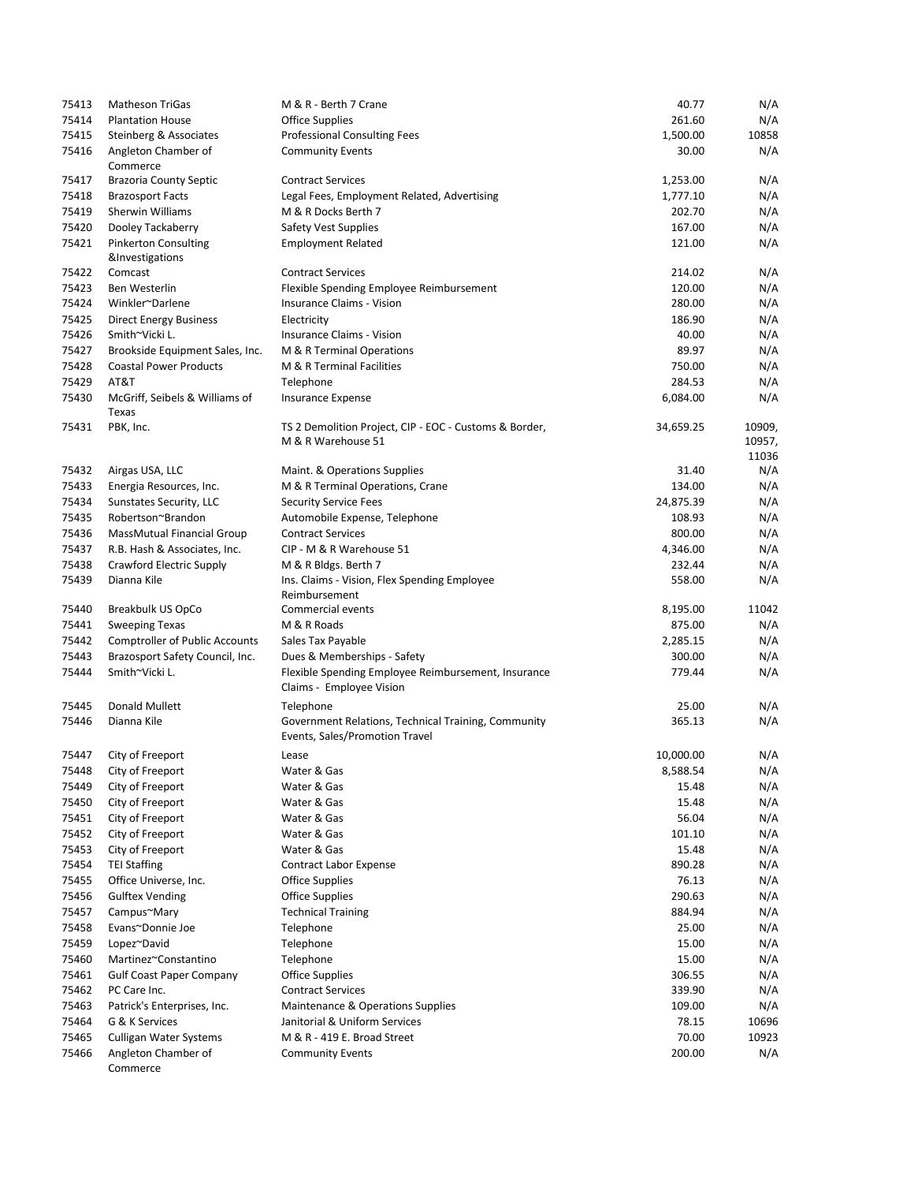| | | | | |
|---|---|---|---|---|
| 75413 | Matheson TriGas | M & R - Berth 7 Crane | 40.77 | N/A |
| 75414 | Plantation House | Office Supplies | 261.60 | N/A |
| 75415 | Steinberg & Associates | Professional Consulting Fees | 1,500.00 | 10858 |
| 75416 | Angleton Chamber of Commerce | Community Events | 30.00 | N/A |
| 75417 | Brazoria County Septic | Contract Services | 1,253.00 | N/A |
| 75418 | Brazosport Facts | Legal Fees, Employment Related, Advertising | 1,777.10 | N/A |
| 75419 | Sherwin Williams | M & R Docks Berth 7 | 202.70 | N/A |
| 75420 | Dooley Tackaberry | Safety Vest Supplies | 167.00 | N/A |
| 75421 | Pinkerton Consulting &Investigations | Employment Related | 121.00 | N/A |
| 75422 | Comcast | Contract Services | 214.02 | N/A |
| 75423 | Ben Westerlin | Flexible Spending Employee Reimbursement | 120.00 | N/A |
| 75424 | Winkler~Darlene | Insurance Claims - Vision | 280.00 | N/A |
| 75425 | Direct Energy Business | Electricity | 186.90 | N/A |
| 75426 | Smith~Vicki L. | Insurance Claims - Vision | 40.00 | N/A |
| 75427 | Brookside Equipment Sales, Inc. | M & R Terminal Operations | 89.97 | N/A |
| 75428 | Coastal Power Products | M & R Terminal Facilities | 750.00 | N/A |
| 75429 | AT&T | Telephone | 284.53 | N/A |
| 75430 | McGriff, Seibels & Williams of Texas | Insurance Expense | 6,084.00 | N/A |
| 75431 | PBK, Inc. | TS 2 Demolition Project, CIP - EOC - Customs & Border, M & R Warehouse 51 | 34,659.25 | 10909, 10957, 11036 |
| 75432 | Airgas USA, LLC | Maint. & Operations Supplies | 31.40 | N/A |
| 75433 | Energia Resources, Inc. | M & R Terminal Operations, Crane | 134.00 | N/A |
| 75434 | Sunstates Security, LLC | Security Service Fees | 24,875.39 | N/A |
| 75435 | Robertson~Brandon | Automobile Expense, Telephone | 108.93 | N/A |
| 75436 | MassMutual Financial Group | Contract Services | 800.00 | N/A |
| 75437 | R.B. Hash & Associates, Inc. | CIP - M & R Warehouse 51 | 4,346.00 | N/A |
| 75438 | Crawford Electric Supply | M & R Bldgs. Berth 7 | 232.44 | N/A |
| 75439 | Dianna Kile | Ins. Claims - Vision, Flex Spending Employee Reimbursement | 558.00 | N/A |
| 75440 | Breakbulk US OpCo | Commercial events | 8,195.00 | 11042 |
| 75441 | Sweeping Texas | M & R Roads | 875.00 | N/A |
| 75442 | Comptroller of Public Accounts | Sales Tax Payable | 2,285.15 | N/A |
| 75443 | Brazosport Safety Council, Inc. | Dues & Memberships - Safety | 300.00 | N/A |
| 75444 | Smith~Vicki L. | Flexible Spending Employee Reimbursement, Insurance Claims - Employee Vision | 779.44 | N/A |
| 75445 | Donald Mullett | Telephone | 25.00 | N/A |
| 75446 | Dianna Kile | Government Relations, Technical Training, Community Events, Sales/Promotion Travel | 365.13 | N/A |
| 75447 | City of Freeport | Lease | 10,000.00 | N/A |
| 75448 | City of Freeport | Water & Gas | 8,588.54 | N/A |
| 75449 | City of Freeport | Water & Gas | 15.48 | N/A |
| 75450 | City of Freeport | Water & Gas | 15.48 | N/A |
| 75451 | City of Freeport | Water & Gas | 56.04 | N/A |
| 75452 | City of Freeport | Water & Gas | 101.10 | N/A |
| 75453 | City of Freeport | Water & Gas | 15.48 | N/A |
| 75454 | TEI Staffing | Contract Labor Expense | 890.28 | N/A |
| 75455 | Office Universe, Inc. | Office Supplies | 76.13 | N/A |
| 75456 | Gulftex Vending | Office Supplies | 290.63 | N/A |
| 75457 | Campus~Mary | Technical Training | 884.94 | N/A |
| 75458 | Evans~Donnie Joe | Telephone | 25.00 | N/A |
| 75459 | Lopez~David | Telephone | 15.00 | N/A |
| 75460 | Martinez~Constantino | Telephone | 15.00 | N/A |
| 75461 | Gulf Coast Paper Company | Office Supplies | 306.55 | N/A |
| 75462 | PC Care Inc. | Contract Services | 339.90 | N/A |
| 75463 | Patrick's Enterprises, Inc. | Maintenance & Operations Supplies | 109.00 | N/A |
| 75464 | G & K Services | Janitorial & Uniform Services | 78.15 | 10696 |
| 75465 | Culligan Water Systems | M & R - 419 E. Broad Street | 70.00 | 10923 |
| 75466 | Angleton Chamber of Commerce | Community Events | 200.00 | N/A |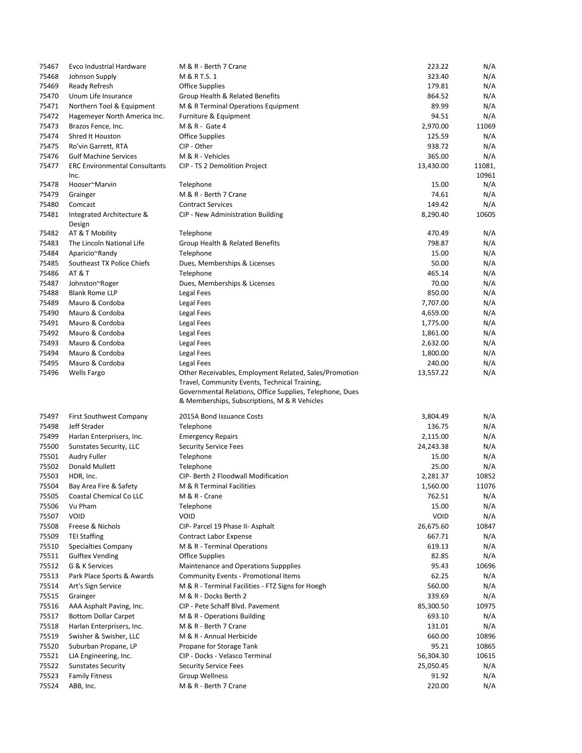| | | | | |
|---|---|---|---|---|
| 75467 | Evco Industrial Hardware | M & R - Berth 7 Crane | 223.22 | N/A |
| 75468 | Johnson Supply | M & R T.S. 1 | 323.40 | N/A |
| 75469 | Ready Refresh | Office Supplies | 179.81 | N/A |
| 75470 | Unum Life Insurance | Group Health & Related Benefits | 864.52 | N/A |
| 75471 | Northern Tool & Equipment | M & R Terminal Operations Equipment | 89.99 | N/A |
| 75472 | Hagemeyer North America Inc. | Furniture & Equipment | 94.51 | N/A |
| 75473 | Brazos Fence, Inc. | M & R - Gate 4 | 2,970.00 | 11069 |
| 75474 | Shred It Houston | Office Supplies | 125.59 | N/A |
| 75475 | Ro'vin Garrett, RTA | CIP - Other | 938.72 | N/A |
| 75476 | Gulf Machine Services | M & R - Vehicles | 365.00 | N/A |
| 75477 | ERC Environmental Consultants Inc. | CIP - TS 2 Demolition Project | 13,430.00 | 11081, 10961 |
| 75478 | Hooser~Marvin | Telephone | 15.00 | N/A |
| 75479 | Grainger | M & R - Berth 7 Crane | 74.61 | N/A |
| 75480 | Comcast | Contract Services | 149.42 | N/A |
| 75481 | Integrated Architecture & Design | CIP - New Administration Building | 8,290.40 | 10605 |
| 75482 | AT & T Mobility | Telephone | 470.49 | N/A |
| 75483 | The Lincoln National Life | Group Health & Related Benefits | 798.87 | N/A |
| 75484 | Aparicio~Randy | Telephone | 15.00 | N/A |
| 75485 | Southeast TX Police Chiefs | Dues, Memberships & Licenses | 50.00 | N/A |
| 75486 | AT & T | Telephone | 465.14 | N/A |
| 75487 | Johnston~Roger | Dues, Memberships & Licenses | 70.00 | N/A |
| 75488 | Blank Rome LLP | Legal Fees | 850.00 | N/A |
| 75489 | Mauro & Cordoba | Legal Fees | 7,707.00 | N/A |
| 75490 | Mauro & Cordoba | Legal Fees | 4,659.00 | N/A |
| 75491 | Mauro & Cordoba | Legal Fees | 1,775.00 | N/A |
| 75492 | Mauro & Cordoba | Legal Fees | 1,861.00 | N/A |
| 75493 | Mauro & Cordoba | Legal Fees | 2,632.00 | N/A |
| 75494 | Mauro & Cordoba | Legal Fees | 1,800.00 | N/A |
| 75495 | Mauro & Cordoba | Legal Fees | 240.00 | N/A |
| 75496 | Wells Fargo | Other Receivables, Employment Related, Sales/Promotion Travel, Community Events, Technical Training, Governmental Relations, Office Supplies, Telephone, Dues & Memberships, Subscriptions, M & R Vehicles | 13,557.22 | N/A |
| 75497 | First Southwest Company | 2015A Bond Issuance Costs | 3,804.49 | N/A |
| 75498 | Jeff Strader | Telephone | 136.75 | N/A |
| 75499 | Harlan Enterprisers, Inc. | Emergency Repairs | 2,115.00 | N/A |
| 75500 | Sunstates Security, LLC | Security Service Fees | 24,243.38 | N/A |
| 75501 | Audry Fuller | Telephone | 15.00 | N/A |
| 75502 | Donald Mullett | Telephone | 25.00 | N/A |
| 75503 | HDR, Inc. | CIP- Berth 2 Floodwall Modification | 2,281.37 | 10852 |
| 75504 | Bay Area Fire & Safety | M & R Terminal Facilities | 1,560.00 | 11076 |
| 75505 | Coastal Chemical Co LLC | M & R - Crane | 762.51 | N/A |
| 75506 | Vu Pham | Telephone | 15.00 | N/A |
| 75507 | VOID | VOID | VOID | N/A |
| 75508 | Freese & Nichols | CIP- Parcel 19 Phase II- Asphalt | 26,675.60 | 10847 |
| 75509 | TEI Staffing | Contract Labor Expense | 667.71 | N/A |
| 75510 | Specialties Company | M & R - Terminal Operations | 619.13 | N/A |
| 75511 | Gulftex Vending | Office Supplies | 82.85 | N/A |
| 75512 | G & K Services | Maintenance and Operations Suppplies | 95.43 | 10696 |
| 75513 | Park Place Sports & Awards | Community Events - Promotional Items | 62.25 | N/A |
| 75514 | Art's Sign Service | M & R - Terminal Facilities - FTZ Signs for Hoegh | 560.00 | N/A |
| 75515 | Grainger | M & R - Docks Berth 2 | 339.69 | N/A |
| 75516 | AAA Asphalt Paving, Inc. | CIP - Pete Schaff Blvd. Pavement | 85,300.50 | 10975 |
| 75517 | Bottom Dollar Carpet | M & R - Operations Building | 693.10 | N/A |
| 75518 | Harlan Enterprisers, Inc. | M & R - Berth 7 Crane | 131.01 | N/A |
| 75519 | Swisher & Swisher, LLC | M & R - Annual Herbicide | 660.00 | 10896 |
| 75520 | Suburban Propane, LP | Propane for Storage Tank | 95.21 | 10865 |
| 75521 | LJA Engineering, Inc. | CIP - Docks - Velasco Terminal | 56,304.30 | 10615 |
| 75522 | Sunstates Security | Security Service Fees | 25,050.45 | N/A |
| 75523 | Family Fitness | Group Wellness | 91.92 | N/A |
| 75524 | ABB, Inc. | M & R - Berth 7 Crane | 220.00 | N/A |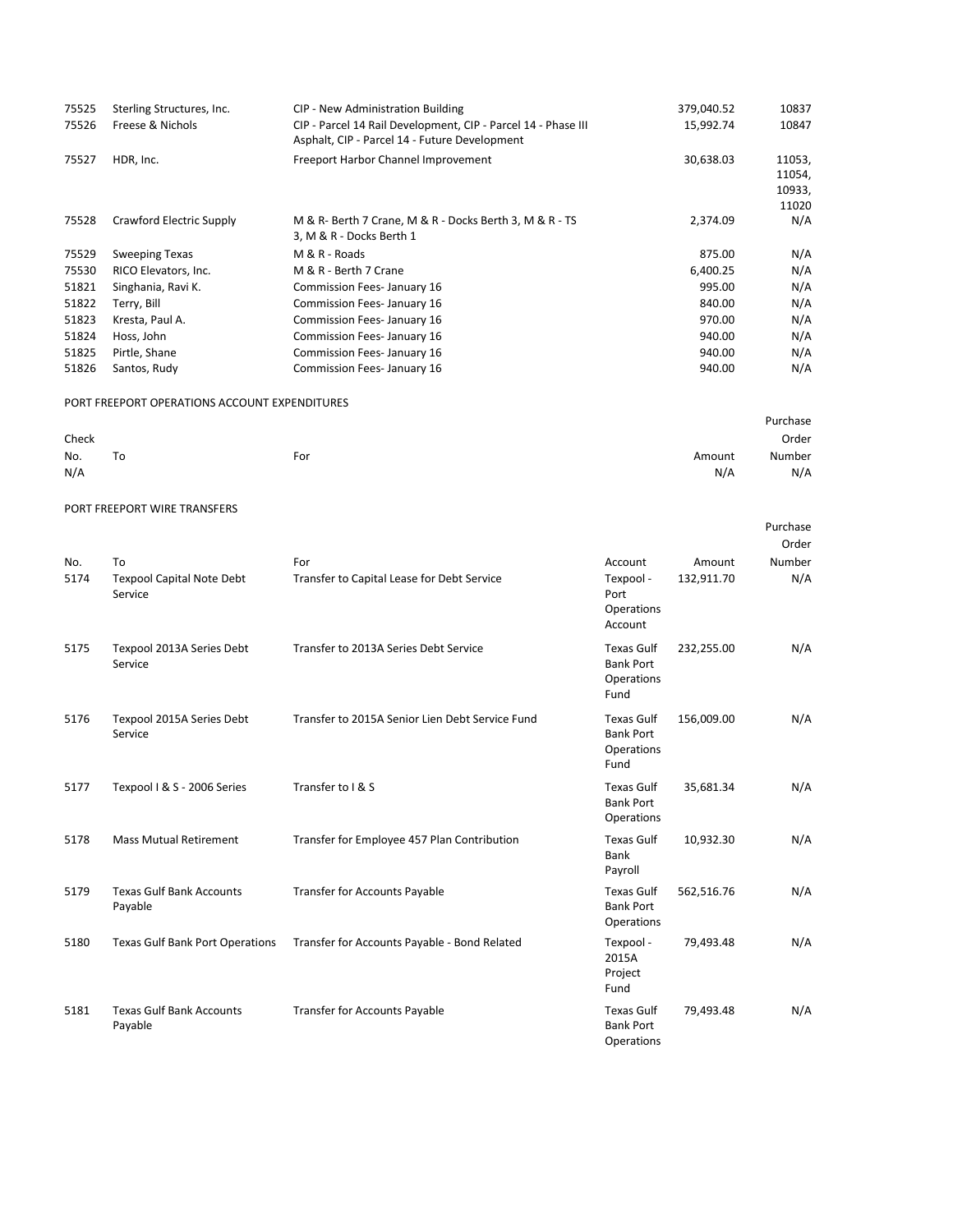| | | | | |
|---|---|---|---|---|
| 75525 | Sterling Structures, Inc. | CIP - New Administration Building | 379,040.52 | 10837 |
| 75526 | Freese & Nichols | CIP - Parcel 14 Rail Development, CIP - Parcel 14 - Phase III Asphalt, CIP - Parcel 14 - Future Development | 15,992.74 | 10847 |
| 75527 | HDR, Inc. | Freeport Harbor Channel Improvement | 30,638.03 | 11053, 11054, 10933, 11020 |
| 75528 | Crawford Electric Supply | M & R- Berth 7 Crane, M & R - Docks Berth 3, M & R - TS 3, M & R - Docks Berth 1 | 2,374.09 | N/A |
| 75529 | Sweeping Texas | M & R - Roads | 875.00 | N/A |
| 75530 | RICO Elevators, Inc. | M & R - Berth 7 Crane | 6,400.25 | N/A |
| 51821 | Singhania, Ravi K. | Commission Fees- January 16 | 995.00 | N/A |
| 51822 | Terry, Bill | Commission Fees- January 16 | 840.00 | N/A |
| 51823 | Kresta, Paul A. | Commission Fees- January 16 | 970.00 | N/A |
| 51824 | Hoss, John | Commission Fees- January 16 | 940.00 | N/A |
| 51825 | Pirtle, Shane | Commission Fees- January 16 | 940.00 | N/A |
| 51826 | Santos, Rudy | Commission Fees- January 16 | 940.00 | N/A |

PORT FREEPORT OPERATIONS ACCOUNT EXPENDITURES

| Check No. | To | For | Amount | Purchase Order Number |
|---|---|---|---|---|
| N/A | | | N/A | N/A |

PORT FREEPORT WIRE TRANSFERS

| No. | To | For | Account | Amount | Purchase Order Number |
|---|---|---|---|---|---|
| 5174 | Texpool Capital Note Debt Service | Transfer to Capital Lease for Debt Service | Texpool - Port Operations Account | 132,911.70 | N/A |
| 5175 | Texpool 2013A Series Debt Service | Transfer to 2013A Series Debt Service | Texas Gulf Bank Port Operations Fund | 232,255.00 | N/A |
| 5176 | Texpool 2015A Series Debt Service | Transfer to 2015A Senior Lien Debt Service Fund | Texas Gulf Bank Port Operations Fund | 156,009.00 | N/A |
| 5177 | Texpool I & S - 2006 Series | Transfer to I & S | Texas Gulf Bank Port Operations | 35,681.34 | N/A |
| 5178 | Mass Mutual Retirement | Transfer for Employee 457 Plan Contribution | Texas Gulf Bank Payroll | 10,932.30 | N/A |
| 5179 | Texas Gulf Bank Accounts Payable | Transfer for Accounts Payable | Texas Gulf Bank Port Operations | 562,516.76 | N/A |
| 5180 | Texas Gulf Bank Port Operations | Transfer for Accounts Payable - Bond Related | Texpool - 2015A Project Fund | 79,493.48 | N/A |
| 5181 | Texas Gulf Bank Accounts Payable | Transfer for Accounts Payable | Texas Gulf Bank Port Operations | 79,493.48 | N/A |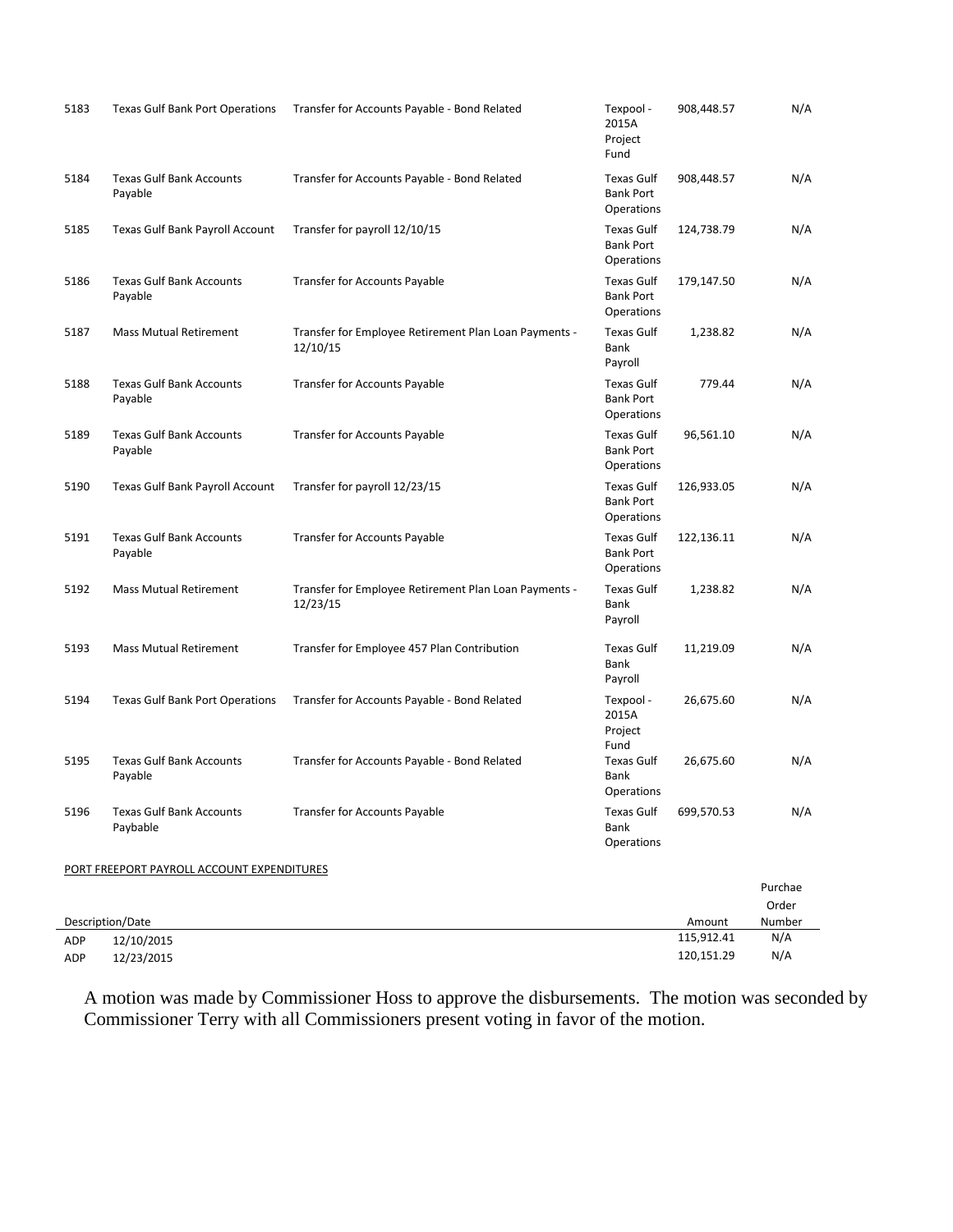| | | | | | |
|---|---|---|---|---|---|
| 5183 | Texas Gulf Bank Port Operations | Transfer for Accounts Payable - Bond Related | Texpool - 2015A Project Fund | 908,448.57 | N/A |
| 5184 | Texas Gulf Bank Accounts Payable | Transfer for Accounts Payable - Bond Related | Texas Gulf Bank Port Operations | 908,448.57 | N/A |
| 5185 | Texas Gulf Bank Payroll Account | Transfer for payroll 12/10/15 | Texas Gulf Bank Port Operations | 124,738.79 | N/A |
| 5186 | Texas Gulf Bank Accounts Payable | Transfer for Accounts Payable | Texas Gulf Bank Port Operations | 179,147.50 | N/A |
| 5187 | Mass Mutual Retirement | Transfer for Employee Retirement Plan Loan Payments - 12/10/15 | Texas Gulf Bank Payroll | 1,238.82 | N/A |
| 5188 | Texas Gulf Bank Accounts Payable | Transfer for Accounts Payable | Texas Gulf Bank Port Operations | 779.44 | N/A |
| 5189 | Texas Gulf Bank Accounts Payable | Transfer for Accounts Payable | Texas Gulf Bank Port Operations | 96,561.10 | N/A |
| 5190 | Texas Gulf Bank Payroll Account | Transfer for payroll 12/23/15 | Texas Gulf Bank Port Operations | 126,933.05 | N/A |
| 5191 | Texas Gulf Bank Accounts Payable | Transfer for Accounts Payable | Texas Gulf Bank Port Operations | 122,136.11 | N/A |
| 5192 | Mass Mutual Retirement | Transfer for Employee Retirement Plan Loan Payments - 12/23/15 | Texas Gulf Bank Payroll | 1,238.82 | N/A |
| 5193 | Mass Mutual Retirement | Transfer for Employee 457 Plan Contribution | Texas Gulf Bank Payroll | 11,219.09 | N/A |
| 5194 | Texas Gulf Bank Port Operations | Transfer for Accounts Payable - Bond Related | Texpool - 2015A Project Fund | 26,675.60 | N/A |
| 5195 | Texas Gulf Bank Accounts Payable | Transfer for Accounts Payable - Bond Related | Texas Gulf Bank Operations | 26,675.60 | N/A |
| 5196 | Texas Gulf Bank Accounts Paybable | Transfer for Accounts Payable | Texas Gulf Bank Operations | 699,570.53 | N/A |

PORT FREEPORT PAYROLL ACCOUNT EXPENDITURES

| Description/Date | | Amount | Purchae Order Number |
|---|---|---|---|
| ADP | 12/10/2015 | 115,912.41 | N/A |
| ADP | 12/23/2015 | 120,151.29 | N/A |

A motion was made by Commissioner Hoss to approve the disbursements. The motion was seconded by Commissioner Terry with all Commissioners present voting in favor of the motion.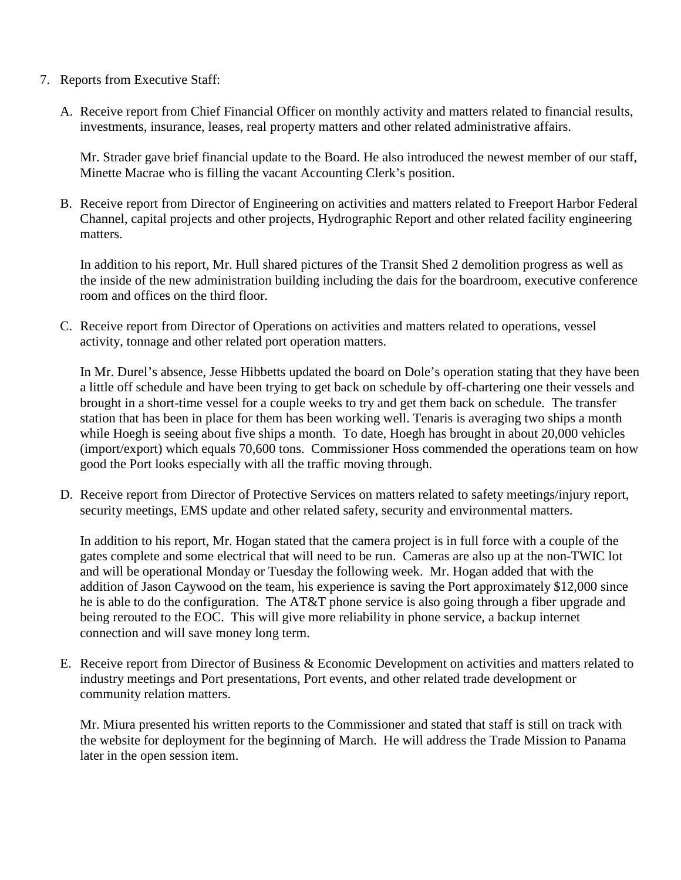7. Reports from Executive Staff:

   A. Receive report from Chief Financial Officer on monthly activity and matters related to financial results, investments, insurance, leases, real property matters and other related administrative affairs.

      Mr. Strader gave brief financial update to the Board. He also introduced the newest member of our staff, Minette Macrae who is filling the vacant Accounting Clerk's position.

   B. Receive report from Director of Engineering on activities and matters related to Freeport Harbor Federal Channel, capital projects and other projects, Hydrographic Report and other related facility engineering matters.

      In addition to his report, Mr. Hull shared pictures of the Transit Shed 2 demolition progress as well as the inside of the new administration building including the dais for the boardroom, executive conference room and offices on the third floor.

   C. Receive report from Director of Operations on activities and matters related to operations, vessel activity, tonnage and other related port operation matters.

      In Mr. Durel's absence, Jesse Hibbetts updated the board on Dole's operation stating that they have been a little off schedule and have been trying to get back on schedule by off-chartering one their vessels and brought in a short-time vessel for a couple weeks to try and get them back on schedule. The transfer station that has been in place for them has been working well. Tenaris is averaging two ships a month while Hoegh is seeing about five ships a month. To date, Hoegh has brought in about 20,000 vehicles (import/export) which equals 70,600 tons. Commissioner Hoss commended the operations team on how good the Port looks especially with all the traffic moving through.

   D. Receive report from Director of Protective Services on matters related to safety meetings/injury report, security meetings, EMS update and other related safety, security and environmental matters.

      In addition to his report, Mr. Hogan stated that the camera project is in full force with a couple of the gates complete and some electrical that will need to be run. Cameras are also up at the non-TWIC lot and will be operational Monday or Tuesday the following week. Mr. Hogan added that with the addition of Jason Caywood on the team, his experience is saving the Port approximately $12,000 since he is able to do the configuration. The AT&T phone service is also going through a fiber upgrade and being rerouted to the EOC. This will give more reliability in phone service, a backup internet connection and will save money long term.

   E. Receive report from Director of Business & Economic Development on activities and matters related to industry meetings and Port presentations, Port events, and other related trade development or community relation matters.

      Mr. Miura presented his written reports to the Commissioner and stated that staff is still on track with the website for deployment for the beginning of March. He will address the Trade Mission to Panama later in the open session item.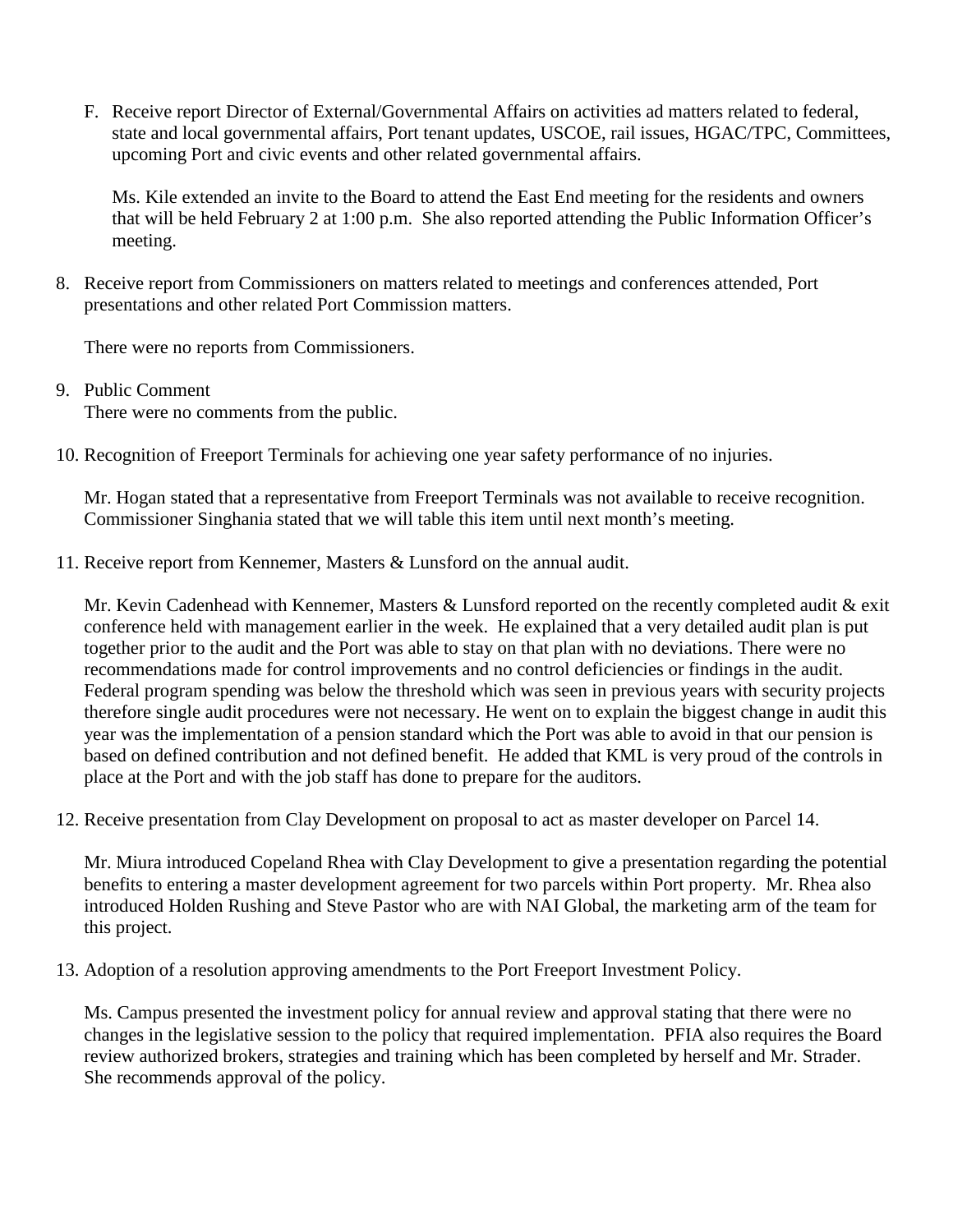F. Receive report Director of External/Governmental Affairs on activities ad matters related to federal, state and local governmental affairs, Port tenant updates, USCOE, rail issues, HGAC/TPC, Committees, upcoming Port and civic events and other related governmental affairs.

   Ms. Kile extended an invite to the Board to attend the East End meeting for the residents and owners that will be held February 2 at 1:00 p.m. She also reported attending the Public Information Officer's meeting.

8. Receive report from Commissioners on matters related to meetings and conferences attended, Port presentations and other related Port Commission matters.

   There were no reports from Commissioners.

9. Public Comment
   There were no comments from the public.

10. Recognition of Freeport Terminals for achieving one year safety performance of no injuries.

    Mr. Hogan stated that a representative from Freeport Terminals was not available to receive recognition. Commissioner Singhania stated that we will table this item until next month's meeting.

11. Receive report from Kennemer, Masters & Lunsford on the annual audit.

    Mr. Kevin Cadenhead with Kennemer, Masters & Lunsford reported on the recently completed audit & exit conference held with management earlier in the week. He explained that a very detailed audit plan is put together prior to the audit and the Port was able to stay on that plan with no deviations. There were no recommendations made for control improvements and no control deficiencies or findings in the audit. Federal program spending was below the threshold which was seen in previous years with security projects therefore single audit procedures were not necessary. He went on to explain the biggest change in audit this year was the implementation of a pension standard which the Port was able to avoid in that our pension is based on defined contribution and not defined benefit. He added that KML is very proud of the controls in place at the Port and with the job staff has done to prepare for the auditors.

12. Receive presentation from Clay Development on proposal to act as master developer on Parcel 14.

    Mr. Miura introduced Copeland Rhea with Clay Development to give a presentation regarding the potential benefits to entering a master development agreement for two parcels within Port property. Mr. Rhea also introduced Holden Rushing and Steve Pastor who are with NAI Global, the marketing arm of the team for this project.

13. Adoption of a resolution approving amendments to the Port Freeport Investment Policy.

    Ms. Campus presented the investment policy for annual review and approval stating that there were no changes in the legislative session to the policy that required implementation. PFIA also requires the Board review authorized brokers, strategies and training which has been completed by herself and Mr. Strader. She recommends approval of the policy.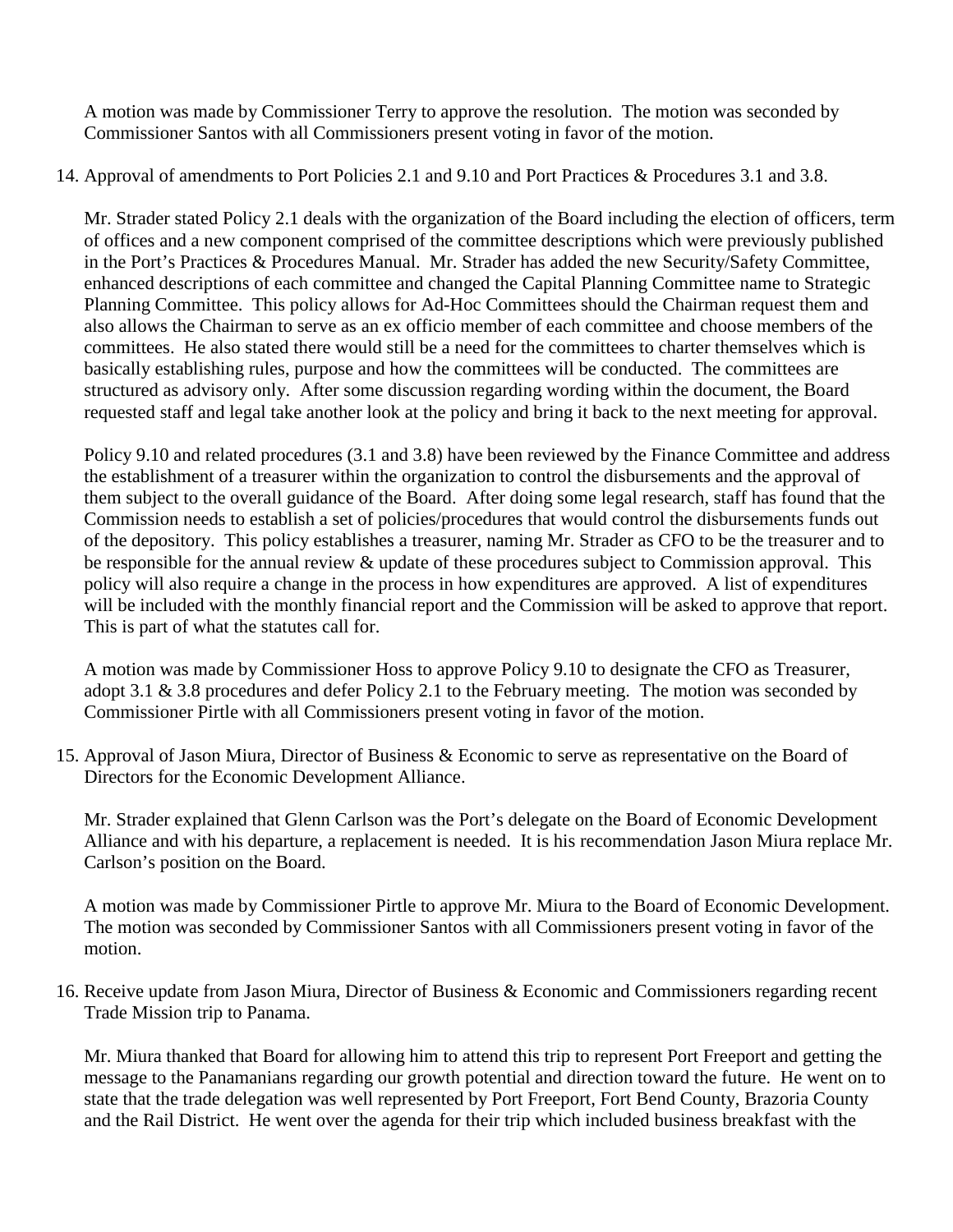A motion was made by Commissioner Terry to approve the resolution. The motion was seconded by Commissioner Santos with all Commissioners present voting in favor of the motion.

14. Approval of amendments to Port Policies 2.1 and 9.10 and Port Practices & Procedures 3.1 and 3.8.

   Mr. Strader stated Policy 2.1 deals with the organization of the Board including the election of officers, term of offices and a new component comprised of the committee descriptions which were previously published in the Port's Practices & Procedures Manual. Mr. Strader has added the new Security/Safety Committee, enhanced descriptions of each committee and changed the Capital Planning Committee name to Strategic Planning Committee. This policy allows for Ad-Hoc Committees should the Chairman request them and also allows the Chairman to serve as an ex officio member of each committee and choose members of the committees. He also stated there would still be a need for the committees to charter themselves which is basically establishing rules, purpose and how the committees will be conducted. The committees are structured as advisory only. After some discussion regarding wording within the document, the Board requested staff and legal take another look at the policy and bring it back to the next meeting for approval.

   Policy 9.10 and related procedures (3.1 and 3.8) have been reviewed by the Finance Committee and address the establishment of a treasurer within the organization to control the disbursements and the approval of them subject to the overall guidance of the Board. After doing some legal research, staff has found that the Commission needs to establish a set of policies/procedures that would control the disbursements funds out of the depository. This policy establishes a treasurer, naming Mr. Strader as CFO to be the treasurer and to be responsible for the annual review & update of these procedures subject to Commission approval. This policy will also require a change in the process in how expenditures are approved. A list of expenditures will be included with the monthly financial report and the Commission will be asked to approve that report. This is part of what the statutes call for.

   A motion was made by Commissioner Hoss to approve Policy 9.10 to designate the CFO as Treasurer, adopt 3.1 & 3.8 procedures and defer Policy 2.1 to the February meeting. The motion was seconded by Commissioner Pirtle with all Commissioners present voting in favor of the motion.

15. Approval of Jason Miura, Director of Business & Economic to serve as representative on the Board of Directors for the Economic Development Alliance.

   Mr. Strader explained that Glenn Carlson was the Port's delegate on the Board of Economic Development Alliance and with his departure, a replacement is needed. It is his recommendation Jason Miura replace Mr. Carlson's position on the Board.

   A motion was made by Commissioner Pirtle to approve Mr. Miura to the Board of Economic Development. The motion was seconded by Commissioner Santos with all Commissioners present voting in favor of the motion.

16. Receive update from Jason Miura, Director of Business & Economic and Commissioners regarding recent Trade Mission trip to Panama.

   Mr. Miura thanked that Board for allowing him to attend this trip to represent Port Freeport and getting the message to the Panamanians regarding our growth potential and direction toward the future. He went on to state that the trade delegation was well represented by Port Freeport, Fort Bend County, Brazoria County and the Rail District. He went over the agenda for their trip which included business breakfast with the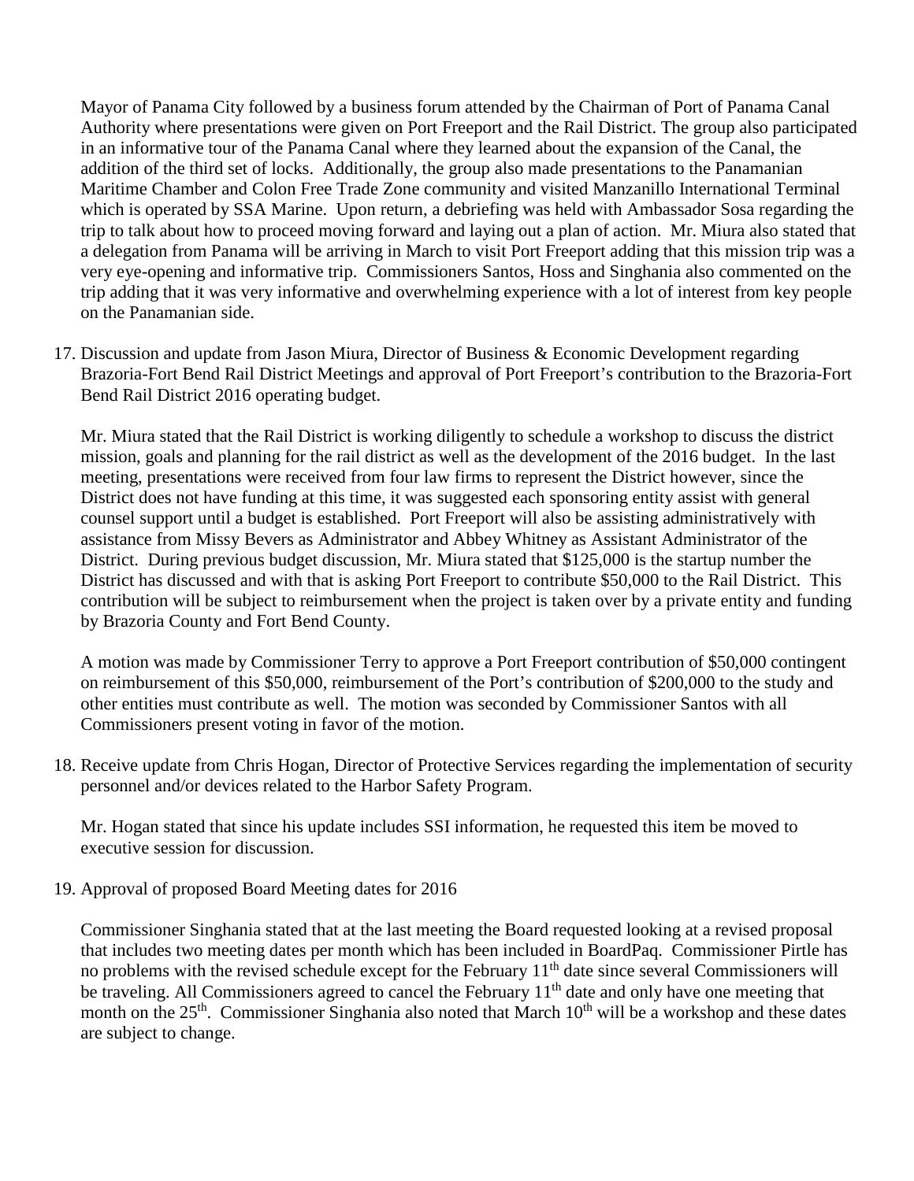Mayor of Panama City followed by a business forum attended by the Chairman of Port of Panama Canal Authority where presentations were given on Port Freeport and the Rail District. The group also participated in an informative tour of the Panama Canal where they learned about the expansion of the Canal, the addition of the third set of locks. Additionally, the group also made presentations to the Panamanian Maritime Chamber and Colon Free Trade Zone community and visited Manzanillo International Terminal which is operated by SSA Marine. Upon return, a debriefing was held with Ambassador Sosa regarding the trip to talk about how to proceed moving forward and laying out a plan of action. Mr. Miura also stated that a delegation from Panama will be arriving in March to visit Port Freeport adding that this mission trip was a very eye-opening and informative trip. Commissioners Santos, Hoss and Singhania also commented on the trip adding that it was very informative and overwhelming experience with a lot of interest from key people on the Panamanian side.

17. Discussion and update from Jason Miura, Director of Business & Economic Development regarding Brazoria-Fort Bend Rail District Meetings and approval of Port Freeport's contribution to the Brazoria-Fort Bend Rail District 2016 operating budget.

    Mr. Miura stated that the Rail District is working diligently to schedule a workshop to discuss the district mission, goals and planning for the rail district as well as the development of the 2016 budget. In the last meeting, presentations were received from four law firms to represent the District however, since the District does not have funding at this time, it was suggested each sponsoring entity assist with general counsel support until a budget is established. Port Freeport will also be assisting administratively with assistance from Missy Bevers as Administrator and Abbey Whitney as Assistant Administrator of the District. During previous budget discussion, Mr. Miura stated that $125,000 is the startup number the District has discussed and with that is asking Port Freeport to contribute $50,000 to the Rail District. This contribution will be subject to reimbursement when the project is taken over by a private entity and funding by Brazoria County and Fort Bend County.

    A motion was made by Commissioner Terry to approve a Port Freeport contribution of $50,000 contingent on reimbursement of this $50,000, reimbursement of the Port's contribution of $200,000 to the study and other entities must contribute as well. The motion was seconded by Commissioner Santos with all Commissioners present voting in favor of the motion.

18. Receive update from Chris Hogan, Director of Protective Services regarding the implementation of security personnel and/or devices related to the Harbor Safety Program.

    Mr. Hogan stated that since his update includes SSI information, he requested this item be moved to executive session for discussion.

19. Approval of proposed Board Meeting dates for 2016

    Commissioner Singhania stated that at the last meeting the Board requested looking at a revised proposal that includes two meeting dates per month which has been included in BoardPaq. Commissioner Pirtle has no problems with the revised schedule except for the February 11th date since several Commissioners will be traveling. All Commissioners agreed to cancel the February 11th date and only have one meeting that month on the 25th. Commissioner Singhania also noted that March 10th will be a workshop and these dates are subject to change.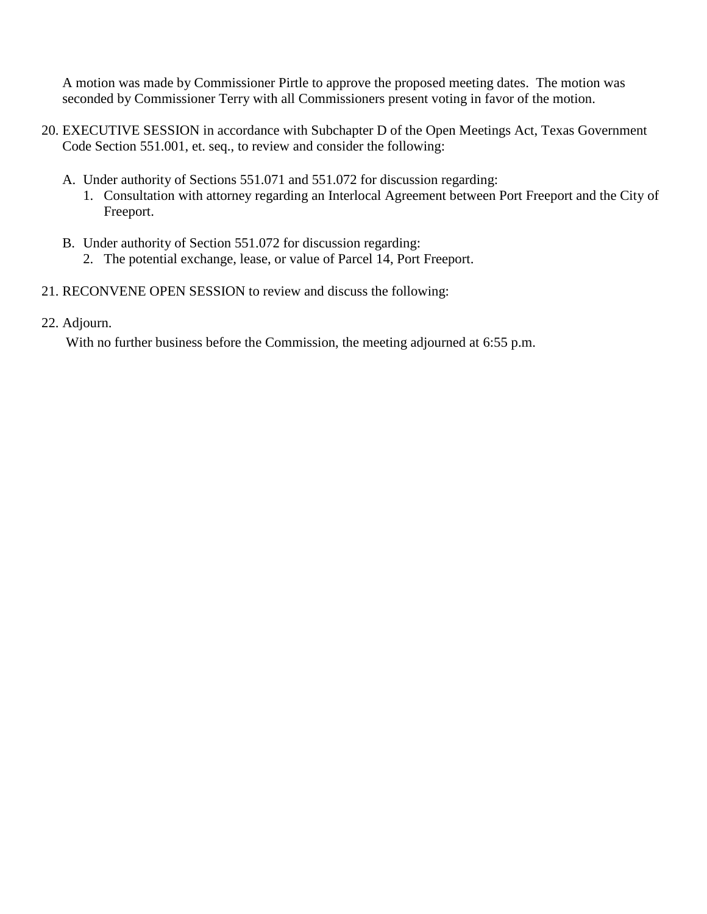A motion was made by Commissioner Pirtle to approve the proposed meeting dates. The motion was seconded by Commissioner Terry with all Commissioners present voting in favor of the motion.

20. EXECUTIVE SESSION in accordance with Subchapter D of the Open Meetings Act, Texas Government Code Section 551.001, et. seq., to review and consider the following:

    A. Under authority of Sections 551.071 and 551.072 for discussion regarding:
        1. Consultation with attorney regarding an Interlocal Agreement between Port Freeport and the City of Freeport.

    B. Under authority of Section 551.072 for discussion regarding:
        2. The potential exchange, lease, or value of Parcel 14, Port Freeport.

21. RECONVENE OPEN SESSION to review and discuss the following:

22. Adjourn.

    With no further business before the Commission, the meeting adjourned at 6:55 p.m.